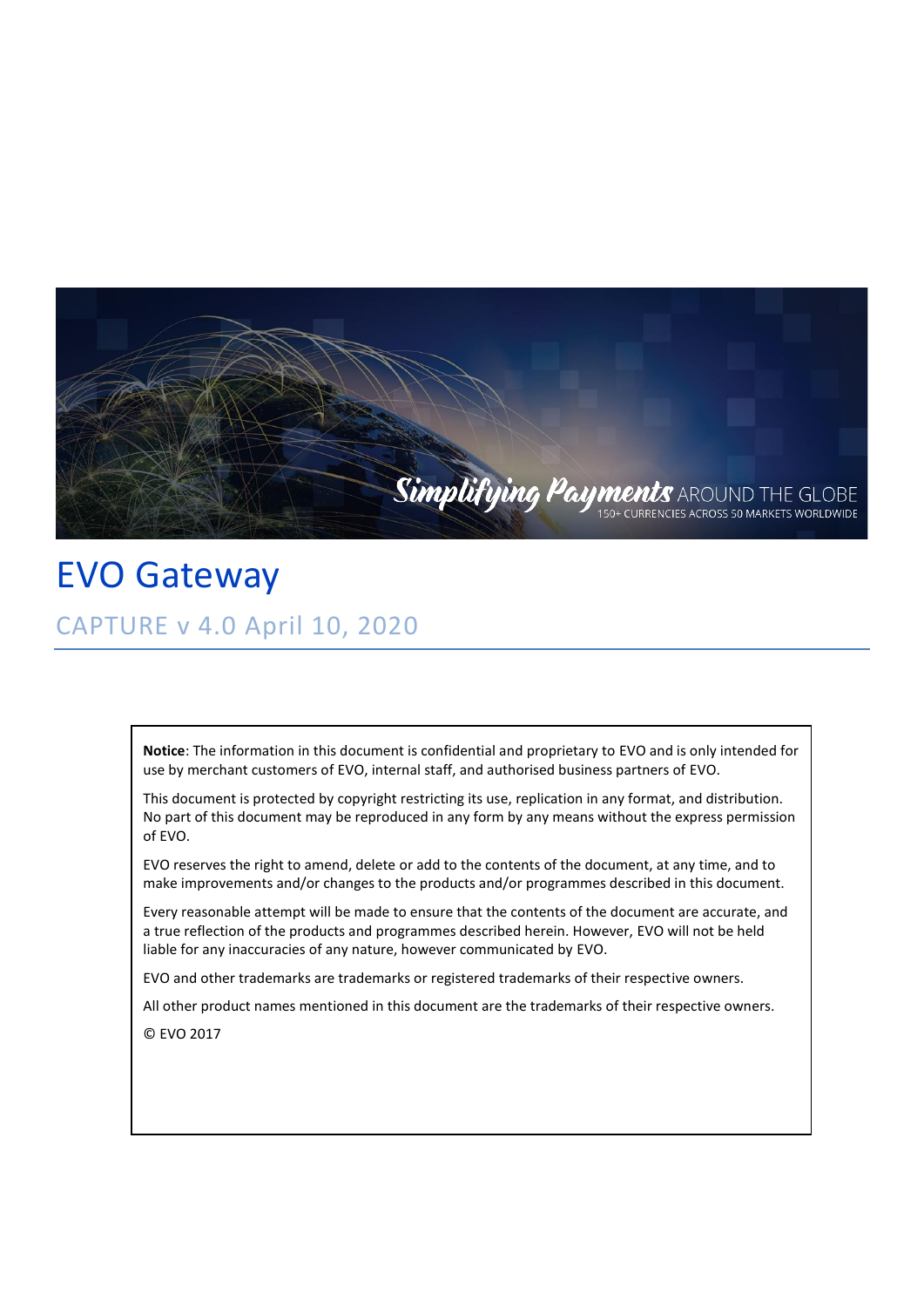# EVO Gateway

## CAPTURE v 4.0 April 10, 2020

**Notice**: The information in this document is confidential and proprietary to EVO and is only intended for use by merchant customers of EVO, internal staff, and authorised business partners of EVO.

This document is protected by copyright restricting its use, replication in any format, and distribution. No part of this document may be reproduced in any form by any means without the express permission of EVO.

EVO reserves the right to amend, delete or add to the contents of the document, at any time, and to make improvements and/or changes to the products and/or programmes described in this document.

Every reasonable attempt will be made to ensure that the contents of the document are accurate, and a true reflection of the products and programmes described herein. However, EVO will not be held liable for any inaccuracies of any nature, however communicated by EVO.

EVO and other trademarks are trademarks or registered trademarks of their respective owners.

All other product names mentioned in this document are the trademarks of their respective owners.

© EVO 2017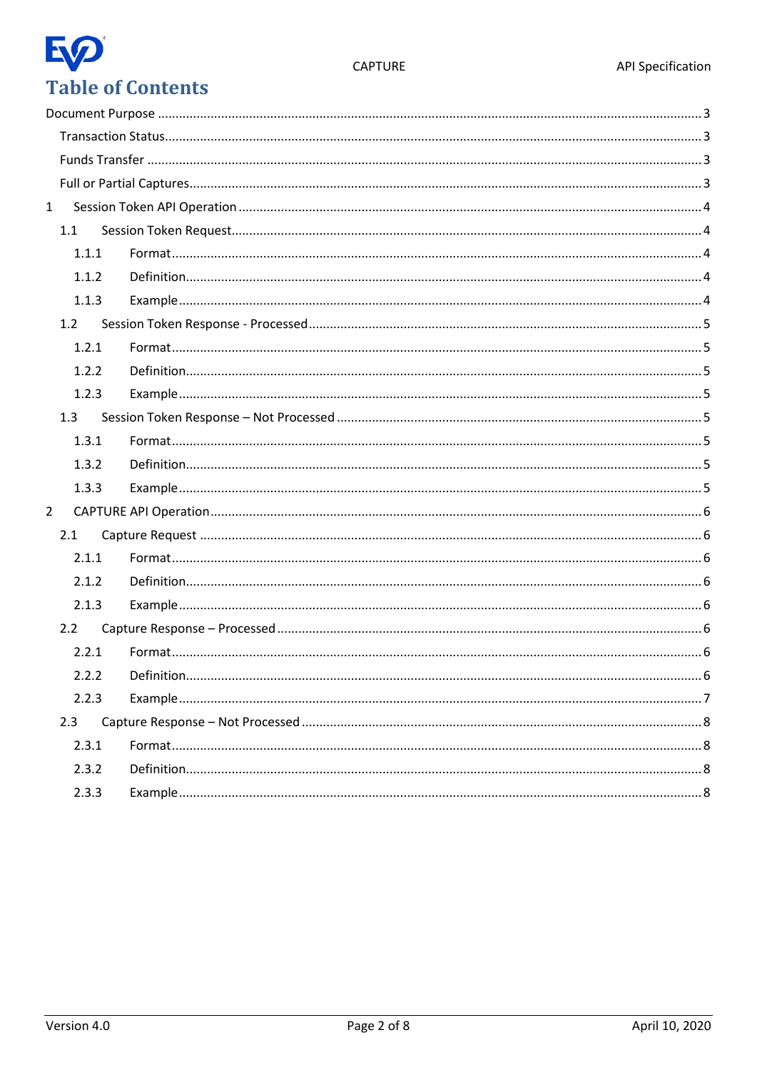# Table of Contents

- Document Purpose ........ 3
  - Transaction Status ........ 3
  - Funds Transfer ........ 3
  - Full or Partial Captures ........ 3
- 1 Session Token API Operation ........ 4
  - 1.1 Session Token Request ........ 4
    - 1.1.1 Format ........ 4
    - 1.1.2 Definition ........ 4
    - 1.1.3 Example ........ 4
  - 1.2 Session Token Response - Processed ........ 5
    - 1.2.1 Format ........ 5
    - 1.2.2 Definition ........ 5
    - 1.2.3 Example ........ 5
  - 1.3 Session Token Response – Not Processed ........ 5
    - 1.3.1 Format ........ 5
    - 1.3.2 Definition ........ 5
    - 1.3.3 Example ........ 5
- 2 CAPTURE API Operation ........ 6
  - 2.1 Capture Request ........ 6
    - 2.1.1 Format ........ 6
    - 2.1.2 Definition ........ 6
    - 2.1.3 Example ........ 6
  - 2.2 Capture Response – Processed ........ 6
    - 2.2.1 Format ........ 6
    - 2.2.2 Definition ........ 6
    - 2.2.3 Example ........ 7
  - 2.3 Capture Response – Not Processed ........ 8
    - 2.3.1 Format ........ 8
    - 2.3.2 Definition ........ 8
    - 2.3.3 Example ........ 8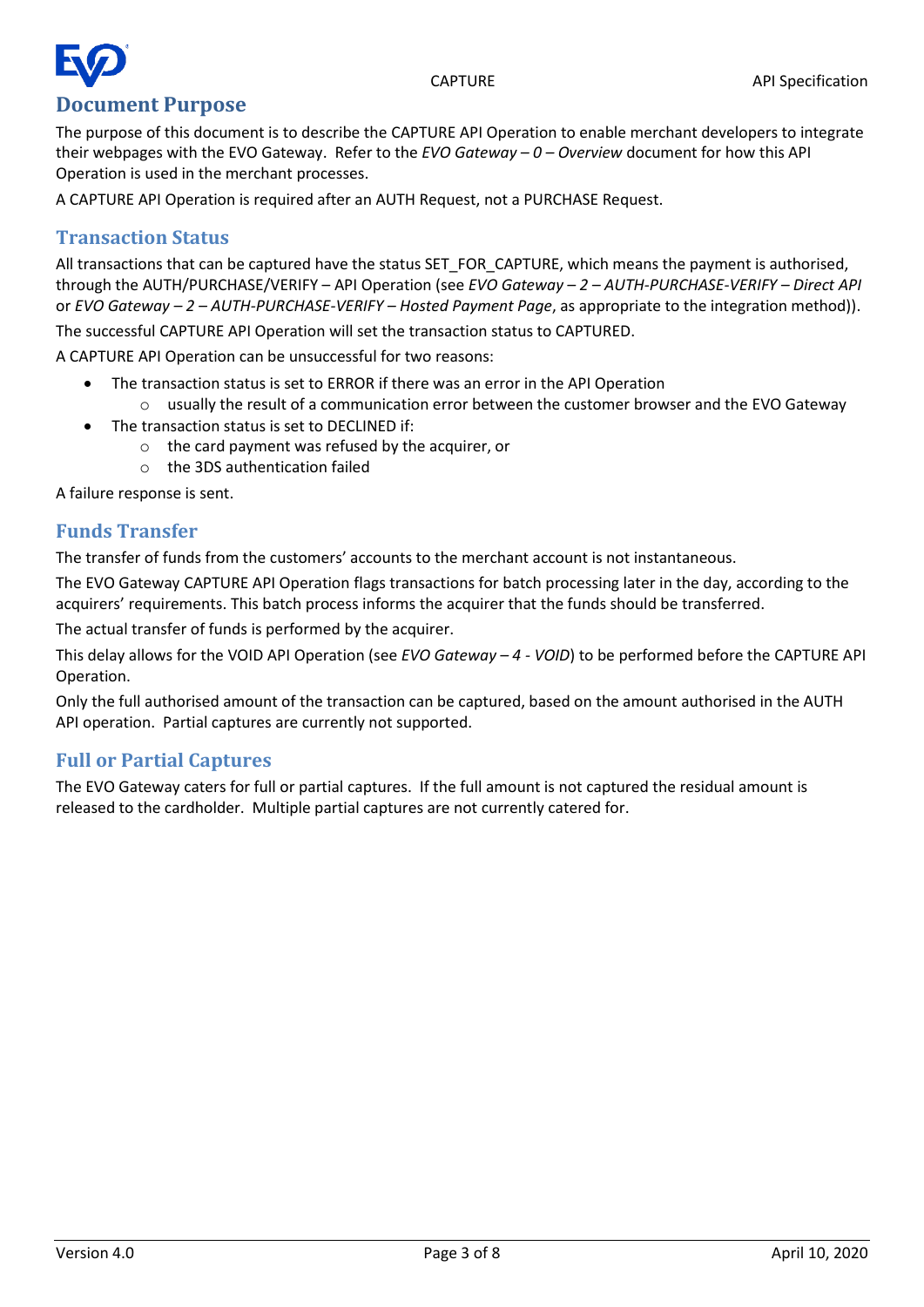## Document Purpose

The purpose of this document is to describe the CAPTURE API Operation to enable merchant developers to integrate their webpages with the EVO Gateway. Refer to the *EVO Gateway – 0 – Overview* document for how this API Operation is used in the merchant processes.

A CAPTURE API Operation is required after an AUTH Request, not a PURCHASE Request.

### Transaction Status

All transactions that can be captured have the status SET_FOR_CAPTURE, which means the payment is authorised, through the AUTH/PURCHASE/VERIFY – API Operation (see *EVO Gateway – 2 – AUTH-PURCHASE-VERIFY – Direct API* or *EVO Gateway – 2 – AUTH-PURCHASE-VERIFY – Hosted Payment Page*, as appropriate to the integration method)).

The successful CAPTURE API Operation will set the transaction status to CAPTURED.

A CAPTURE API Operation can be unsuccessful for two reasons:

- The transaction status is set to ERROR if there was an error in the API Operation
  - usually the result of a communication error between the customer browser and the EVO Gateway
- The transaction status is set to DECLINED if:
  - the card payment was refused by the acquirer, or
  - the 3DS authentication failed

A failure response is sent.

### Funds Transfer

The transfer of funds from the customers' accounts to the merchant account is not instantaneous.

The EVO Gateway CAPTURE API Operation flags transactions for batch processing later in the day, according to the acquirers' requirements. This batch process informs the acquirer that the funds should be transferred.

The actual transfer of funds is performed by the acquirer.

This delay allows for the VOID API Operation (see *EVO Gateway – 4 - VOID*) to be performed before the CAPTURE API Operation.

Only the full authorised amount of the transaction can be captured, based on the amount authorised in the AUTH API operation. Partial captures are currently not supported.

### Full or Partial Captures

The EVO Gateway caters for full or partial captures. If the full amount is not captured the residual amount is released to the cardholder. Multiple partial captures are not currently catered for.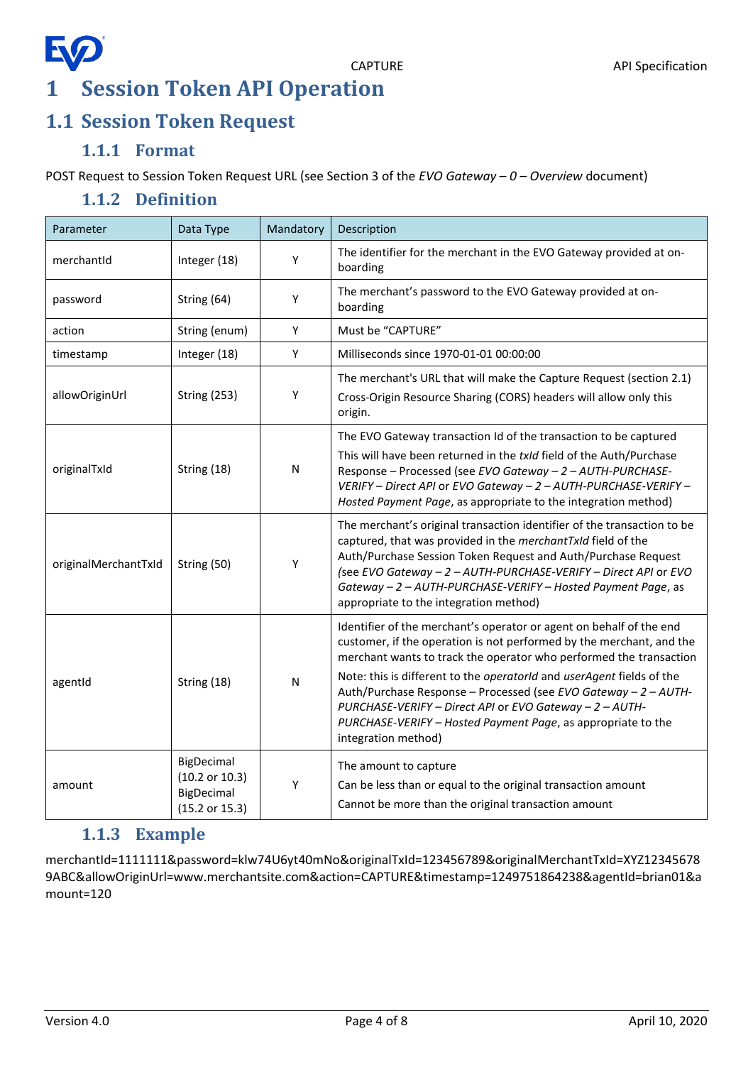# 1 Session Token API Operation

## 1.1 Session Token Request

### 1.1.1 Format

POST Request to Session Token Request URL (see Section 3 of the *EVO Gateway – 0 – Overview* document)

### 1.1.2 Definition

| Parameter | Data Type | Mandatory | Description |
|---|---|---|---|
| merchantId | Integer (18) | Y | The identifier for the merchant in the EVO Gateway provided at on-boarding |
| password | String (64) | Y | The merchant's password to the EVO Gateway provided at on-boarding |
| action | String (enum) | Y | Must be "CAPTURE" |
| timestamp | Integer (18) | Y | Milliseconds since 1970-01-01 00:00:00 |
| allowOriginUrl | String (253) | Y | The merchant's URL that will make the Capture Request (section 2.1)<br>Cross-Origin Resource Sharing (CORS) headers will allow only this origin. |
| originalTxId | String (18) | N | The EVO Gateway transaction Id of the transaction to be captured<br>This will have been returned in the *txId* field of the Auth/Purchase Response – Processed (see *EVO Gateway – 2 – AUTH-PURCHASE-VERIFY – Direct API* or *EVO Gateway – 2 – AUTH-PURCHASE-VERIFY – Hosted Payment Page*, as appropriate to the integration method) |
| originalMerchantTxId | String (50) | Y | The merchant's original transaction identifier of the transaction to be captured, that was provided in the *merchantTxId* field of the Auth/Purchase Session Token Request and Auth/Purchase Request *(see EVO Gateway – 2 – AUTH-PURCHASE-VERIFY – Direct API* or *EVO Gateway – 2 – AUTH-PURCHASE-VERIFY – Hosted Payment Page*, as appropriate to the integration method) |
| agentId | String (18) | N | Identifier of the merchant's operator or agent on behalf of the end customer, if the operation is not performed by the merchant, and the merchant wants to track the operator who performed the transaction<br>Note: this is different to the *operatorId* and *userAgent* fields of the Auth/Purchase Response – Processed (see *EVO Gateway – 2 – AUTH-PURCHASE-VERIFY – Direct API* or *EVO Gateway – 2 – AUTH-PURCHASE-VERIFY – Hosted Payment Page*, as appropriate to the integration method) |
| amount | BigDecimal (10.2 or 10.3) BigDecimal (15.2 or 15.3) | Y | The amount to capture<br>Can be less than or equal to the original transaction amount<br>Cannot be more than the original transaction amount |

### 1.1.3 Example

merchantId=1111111&password=klw74U6yt40mNo&originalTxId=123456789&originalMerchantTxId=XYZ123456789ABC&allowOriginUrl=www.merchantsite.com&action=CAPTURE&timestamp=1249751864238&agentId=brian01&amount=120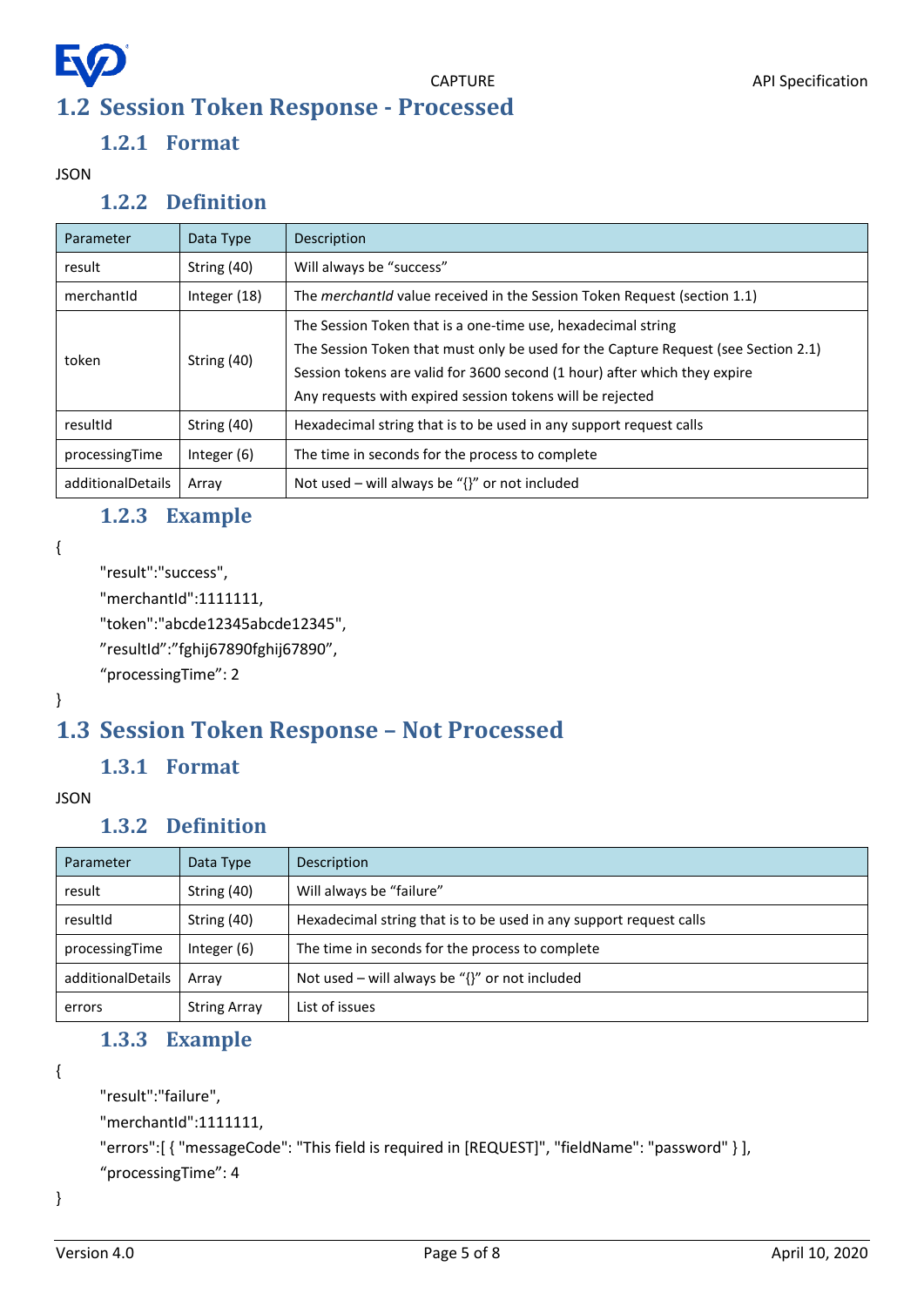## 1.2 Session Token Response - Processed

### 1.2.1 Format

JSON

### 1.2.2 Definition

| Parameter | Data Type | Description |
|---|---|---|
| result | String (40) | Will always be "success" |
| merchantId | Integer (18) | The *merchantId* value received in the Session Token Request (section 1.1) |
| token | String (40) | The Session Token that is a one-time use, hexadecimal string<br>The Session Token that must only be used for the Capture Request (see Section 2.1)<br>Session tokens are valid for 3600 second (1 hour) after which they expire<br>Any requests with expired session tokens will be rejected |
| resultId | String (40) | Hexadecimal string that is to be used in any support request calls |
| processingTime | Integer (6) | The time in seconds for the process to complete |
| additionalDetails | Array | Not used – will always be "{}" or not included |

### 1.2.3 Example

```
{
    "result":"success",
    "merchantId":1111111,
    "token":"abcde12345abcde12345",
    "resultId":"fghij67890fghij67890",
    "processingTime": 2
}
```

## 1.3 Session Token Response – Not Processed

### 1.3.1 Format

JSON

### 1.3.2 Definition

| Parameter | Data Type | Description |
|---|---|---|
| result | String (40) | Will always be "failure" |
| resultId | String (40) | Hexadecimal string that is to be used in any support request calls |
| processingTime | Integer (6) | The time in seconds for the process to complete |
| additionalDetails | Array | Not used – will always be "{}" or not included |
| errors | String Array | List of issues |

### 1.3.3 Example

```
{
    "result":"failure",
    "merchantId":1111111,
    "errors":[ { "messageCode": "This field is required in [REQUEST]", "fieldName": "password" } ],
    "processingTime": 4
}
```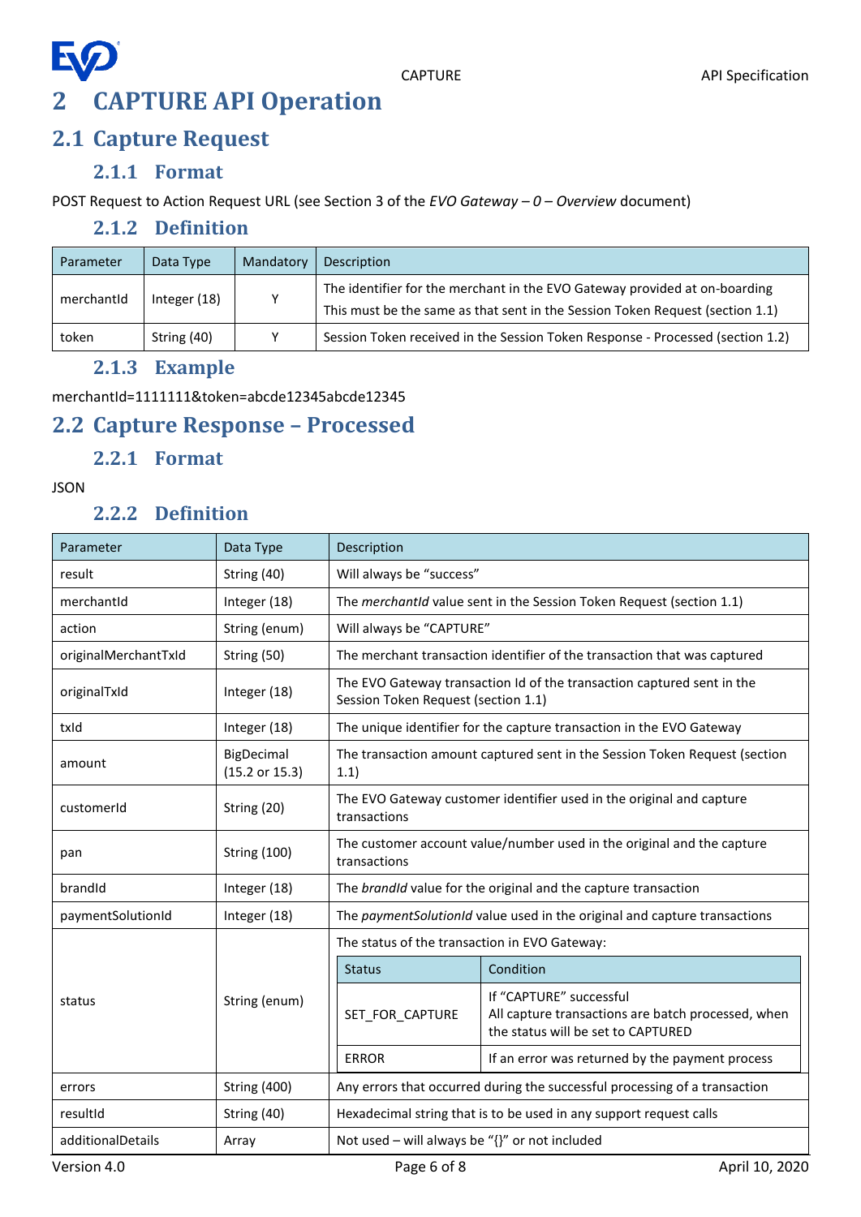# 2 CAPTURE API Operation

## 2.1 Capture Request

### 2.1.1 Format

POST Request to Action Request URL (see Section 3 of the *EVO Gateway – 0 – Overview* document)

### 2.1.2 Definition

| Parameter | Data Type | Mandatory | Description |
|---|---|---|---|
| merchantId | Integer (18) | Y | The identifier for the merchant in the EVO Gateway provided at on-boarding<br>This must be the same as that sent in the Session Token Request (section 1.1) |
| token | String (40) | Y | Session Token received in the Session Token Response - Processed (section 1.2) |

### 2.1.3 Example

merchantId=1111111&token=abcde12345abcde12345

## 2.2 Capture Response – Processed

### 2.2.1 Format

JSON

### 2.2.2 Definition

| Parameter | Data Type | Description |
|---|---|---|
| result | String (40) | Will always be "success" |
| merchantId | Integer (18) | The *merchantId* value sent in the Session Token Request (section 1.1) |
| action | String (enum) | Will always be "CAPTURE" |
| originalMerchantTxId | String (50) | The merchant transaction identifier of the transaction that was captured |
| originalTxId | Integer (18) | The EVO Gateway transaction Id of the transaction captured sent in the Session Token Request (section 1.1) |
| txId | Integer (18) | The unique identifier for the capture transaction in the EVO Gateway |
| amount | BigDecimal (15.2 or 15.3) | The transaction amount captured sent in the Session Token Request (section 1.1) |
| customerId | String (20) | The EVO Gateway customer identifier used in the original and capture transactions |
| pan | String (100) | The customer account value/number used in the original and the capture transactions |
| brandId | Integer (18) | The *brandId* value for the original and the capture transaction |
| paymentSolutionId | Integer (18) | The *paymentSolutionId* value used in the original and capture transactions |
| status | String (enum) | The status of the transaction in EVO Gateway:<br><br>**Status** – **Condition**<br>SET_FOR_CAPTURE – If "CAPTURE" successful. All capture transactions are batch processed, when the status will be set to CAPTURED<br>ERROR – If an error was returned by the payment process |
| errors | String (400) | Any errors that occurred during the successful processing of a transaction |
| resultId | String (40) | Hexadecimal string that is to be used in any support request calls |
| additionalDetails | Array | Not used – will always be "{}" or not included |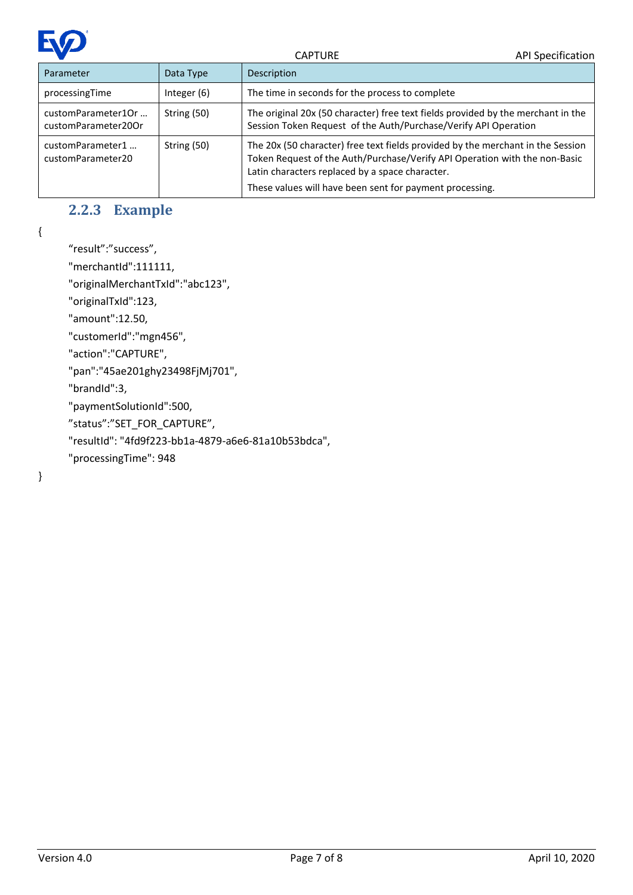| Parameter | Data Type | Description |
| --- | --- | --- |
| processingTime | Integer (6) | The time in seconds for the process to complete |
| customParameter1Or … customParameter20Or | String (50) | The original 20x (50 character) free text fields provided by the merchant in the Session Token Request of the Auth/Purchase/Verify API Operation |
| customParameter1 … customParameter20 | String (50) | The 20x (50 character) free text fields provided by the merchant in the Session Token Request of the Auth/Purchase/Verify API Operation with the non-Basic Latin characters replaced by a space character.<br>These values will have been sent for payment processing. |

### 2.2.3 Example

```
{
    “result”:”success”,
    "merchantId":111111,
    "originalMerchantTxId":"abc123",
    "originalTxId":123,
    "amount":12.50,
    "customerId":"mgn456",
    "action":"CAPTURE",
    "pan":"45ae201ghy23498FjMj701",
    "brandId":3,
    "paymentSolutionId":500,
    ”status”:”SET_FOR_CAPTURE”,
    "resultId": "4fd9f223-bb1a-4879-a6e6-81a10b53bdca",
    "processingTime": 948
}
```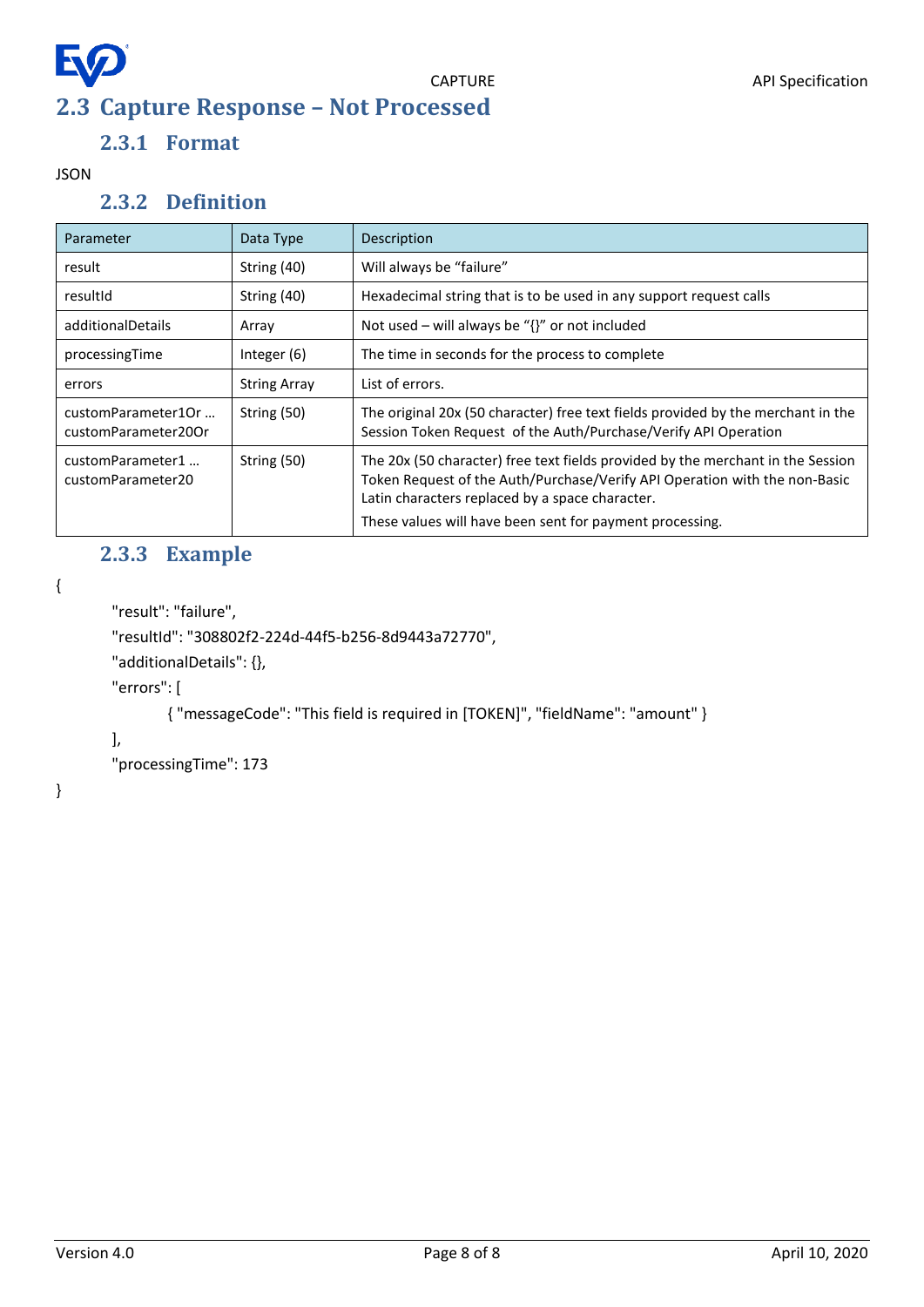## 2.3 Capture Response – Not Processed

### 2.3.1 Format

JSON

### 2.3.2 Definition

| Parameter | Data Type | Description |
|---|---|---|
| result | String (40) | Will always be "failure" |
| resultId | String (40) | Hexadecimal string that is to be used in any support request calls |
| additionalDetails | Array | Not used – will always be "{}" or not included |
| processingTime | Integer (6) | The time in seconds for the process to complete |
| errors | String Array | List of errors. |
| customParameter1Or … customParameter20Or | String (50) | The original 20x (50 character) free text fields provided by the merchant in the Session Token Request of the Auth/Purchase/Verify API Operation |
| customParameter1 … customParameter20 | String (50) | The 20x (50 character) free text fields provided by the merchant in the Session Token Request of the Auth/Purchase/Verify API Operation with the non-Basic Latin characters replaced by a space character. These values will have been sent for payment processing. |

### 2.3.3 Example

```
{
    "result": "failure",
    "resultId": "308802f2-224d-44f5-b256-8d9443a72770",
    "additionalDetails": {},
    "errors": [
        { "messageCode": "This field is required in [TOKEN]", "fieldName": "amount" }
    ],
    "processingTime": 173
}
```